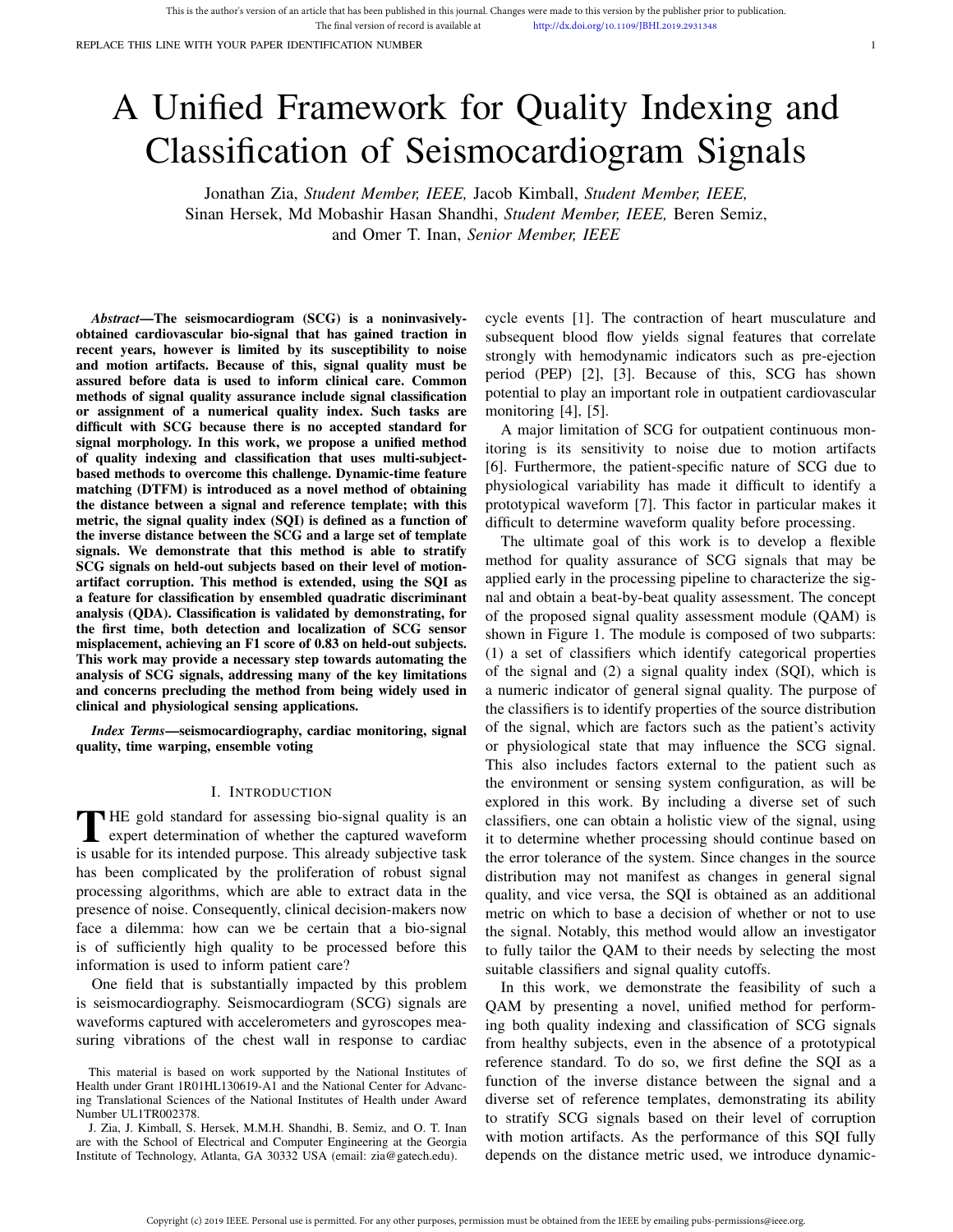# A Unified Framework for Quality Indexing and Classification of Seismocardiogram Signals

Jonathan Zia, *Student Member, IEEE,* Jacob Kimball, *Student Member, IEEE,* Sinan Hersek, Md Mobashir Hasan Shandhi, *Student Member, IEEE,* Beren Semiz, and Omer T. Inan, *Senior Member, IEEE*

***Abstract*—The seismocardiogram (SCG) is a noninvasively-obtained cardiovascular bio-signal that has gained traction in recent years, however is limited by its susceptibility to noise and motion artifacts. Because of this, signal quality must be assured before data is used to inform clinical care. Common methods of signal quality assurance include signal classification or assignment of a numerical quality index. Such tasks are difficult with SCG because there is no accepted standard for signal morphology. In this work, we propose a unified method of quality indexing and classification that uses multi-subject-based methods to overcome this challenge. Dynamic-time feature matching (DTFM) is introduced as a novel method of obtaining the distance between a signal and reference template; with this metric, the signal quality index (SQI) is defined as a function of the inverse distance between the SCG and a large set of template signals. We demonstrate that this method is able to stratify SCG signals on held-out subjects based on their level of motion-artifact corruption. This method is extended, using the SQI as a feature for classification by ensembled quadratic discriminant analysis (QDA). Classification is validated by demonstrating, for the first time, both detection and localization of SCG sensor misplacement, achieving an F1 score of 0.83 on held-out subjects. This work may provide a necessary step towards automating the analysis of SCG signals, addressing many of the key limitations and concerns precluding the method from being widely used in clinical and physiological sensing applications.**

***Index Terms*—seismocardiography, cardiac monitoring, signal quality, time warping, ensemble voting**

## I. Introduction

The gold standard for assessing bio-signal quality is an expert determination of whether the captured waveform is usable for its intended purpose. This already subjective task has been complicated by the proliferation of robust signal processing algorithms, which are able to extract data in the presence of noise. Consequently, clinical decision-makers now face a dilemma: how can we be certain that a bio-signal is of sufficiently high quality to be processed before this information is used to inform patient care?

One field that is substantially impacted by this problem is seismocardiography. Seismocardiogram (SCG) signals are waveforms captured with accelerometers and gyroscopes measuring vibrations of the chest wall in response to cardiac cycle events [1]. The contraction of heart musculature and subsequent blood flow yields signal features that correlate strongly with hemodynamic indicators such as pre-ejection period (PEP) [2], [3]. Because of this, SCG has shown potential to play an important role in outpatient cardiovascular monitoring [4], [5].

A major limitation of SCG for outpatient continuous monitoring is its sensitivity to noise due to motion artifacts [6]. Furthermore, the patient-specific nature of SCG due to physiological variability has made it difficult to identify a prototypical waveform [7]. This factor in particular makes it difficult to determine waveform quality before processing.

The ultimate goal of this work is to develop a flexible method for quality assurance of SCG signals that may be applied early in the processing pipeline to characterize the signal and obtain a beat-by-beat quality assessment. The concept of the proposed signal quality assessment module (QAM) is shown in Figure 1. The module is composed of two subparts: (1) a set of classifiers which identify categorical properties of the signal and (2) a signal quality index (SQI), which is a numeric indicator of general signal quality. The purpose of the classifiers is to identify properties of the source distribution of the signal, which are factors such as the patient's activity or physiological state that may influence the SCG signal. This also includes factors external to the patient such as the environment or sensing system configuration, as will be explored in this work. By including a diverse set of such classifiers, one can obtain a holistic view of the signal, using it to determine whether processing should continue based on the error tolerance of the system. Since changes in the source distribution may not manifest as changes in general signal quality, and vice versa, the SQI is obtained as an additional metric on which to base a decision of whether or not to use the signal. Notably, this method would allow an investigator to fully tailor the QAM to their needs by selecting the most suitable classifiers and signal quality cutoffs.

In this work, we demonstrate the feasibility of such a QAM by presenting a novel, unified method for performing both quality indexing and classification of SCG signals from healthy subjects, even in the absence of a prototypical reference standard. To do so, we first define the SQI as a function of the inverse distance between the signal and a diverse set of reference templates, demonstrating its ability to stratify SCG signals based on their level of corruption with motion artifacts. As the performance of this SQI fully depends on the distance metric used, we introduce dynamic-

This material is based on work supported by the National Institutes of Health under Grant 1R01HL130619-A1 and the National Center for Advancing Translational Sciences of the National Institutes of Health under Award Number UL1TR002378.

J. Zia, J. Kimball, S. Hersek, M.M.H. Shandhi, B. Semiz, and O. T. Inan are with the School of Electrical and Computer Engineering at the Georgia Institute of Technology, Atlanta, GA 30332 USA (email: zia@gatech.edu).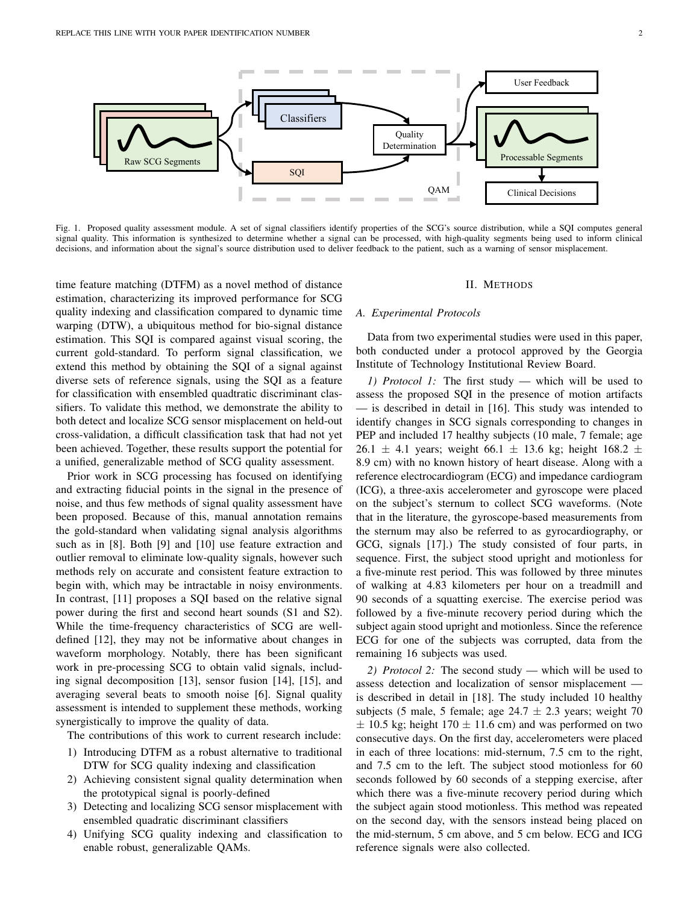Fig. 1. Proposed quality assessment module. A set of signal classifiers identify properties of the SCG's source distribution, while a SQI computes general signal quality. This information is synthesized to determine whether a signal can be processed, with high-quality segments being used to inform clinical decisions, and information about the signal's source distribution used to deliver feedback to the patient, such as a warning of sensor misplacement.

time feature matching (DTFM) as a novel method of distance estimation, characterizing its improved performance for SCG quality indexing and classification compared to dynamic time warping (DTW), a ubiquitous method for bio-signal distance estimation. This SQI is compared against visual scoring, the current gold-standard. To perform signal classification, we extend this method by obtaining the SQI of a signal against diverse sets of reference signals, using the SQI as a feature for classification with ensembled quadratic discriminant classifiers. To validate this method, we demonstrate the ability to both detect and localize SCG sensor misplacement on held-out cross-validation, a difficult classification task that had not yet been achieved. Together, these results support the potential for a unified, generalizable method of SCG quality assessment.

Prior work in SCG processing has focused on identifying and extracting fiducial points in the signal in the presence of noise, and thus few methods of signal quality assessment have been proposed. Because of this, manual annotation remains the gold-standard when validating signal analysis algorithms such as in [8]. Both [9] and [10] use feature extraction and outlier removal to eliminate low-quality signals, however such methods rely on accurate and consistent feature extraction to begin with, which may be intractable in noisy environments. In contrast, [11] proposes a SQI based on the relative signal power during the first and second heart sounds (S1 and S2). While the time-frequency characteristics of SCG are well-defined [12], they may not be informative about changes in waveform morphology. Notably, there has been significant work in pre-processing SCG to obtain valid signals, including signal decomposition [13], sensor fusion [14], [15], and averaging several beats to smooth noise [6]. Signal quality assessment is intended to supplement these methods, working synergistically to improve the quality of data.

The contributions of this work to current research include:

1) Introducing DTFM as a robust alternative to traditional DTW for SCG quality indexing and classification
2) Achieving consistent signal quality determination when the prototypical signal is poorly-defined
3) Detecting and localizing SCG sensor misplacement with ensembled quadratic discriminant classifiers
4) Unifying SCG quality indexing and classification to enable robust, generalizable QAMs.

## II. Methods

### A. Experimental Protocols

Data from two experimental studies were used in this paper, both conducted under a protocol approved by the Georgia Institute of Technology Institutional Review Board.

*1) Protocol 1:* The first study — which will be used to assess the proposed SQI in the presence of motion artifacts — is described in detail in [16]. This study was intended to identify changes in SCG signals corresponding to changes in PEP and included 17 healthy subjects (10 male, 7 female; age 26.1 $\pm$ 4.1 years; weight 66.1 $\pm$ 13.6 kg; height 168.2 $\pm$ 8.9 cm) with no known history of heart disease. Along with a reference electrocardiogram (ECG) and impedance cardiogram (ICG), a three-axis accelerometer and gyroscope were placed on the subject's sternum to collect SCG waveforms. (Note that in the literature, the gyroscope-based measurements from the sternum may also be referred to as gyrocardiography, or GCG, signals [17].) The study consisted of four parts, in sequence. First, the subject stood upright and motionless for a five-minute rest period. This was followed by three minutes of walking at 4.83 kilometers per hour on a treadmill and 90 seconds of a squatting exercise. The exercise period was followed by a five-minute recovery period during which the subject again stood upright and motionless. Since the reference ECG for one of the subjects was corrupted, data from the remaining 16 subjects was used.

*2) Protocol 2:* The second study — which will be used to assess detection and localization of sensor misplacement — is described in detail in [18]. The study included 10 healthy subjects (5 male, 5 female; age 24.7 $\pm$ 2.3 years; weight 70 $\pm$ 10.5 kg; height 170 $\pm$ 11.6 cm) and was performed on two consecutive days. On the first day, accelerometers were placed in each of three locations: mid-sternum, 7.5 cm to the right, and 7.5 cm to the left. The subject stood motionless for 60 seconds followed by 60 seconds of a stepping exercise, after which there was a five-minute recovery period during which the subject again stood motionless. This method was repeated on the second day, with the sensors instead being placed on the mid-sternum, 5 cm above, and 5 cm below. ECG and ICG reference signals were also collected.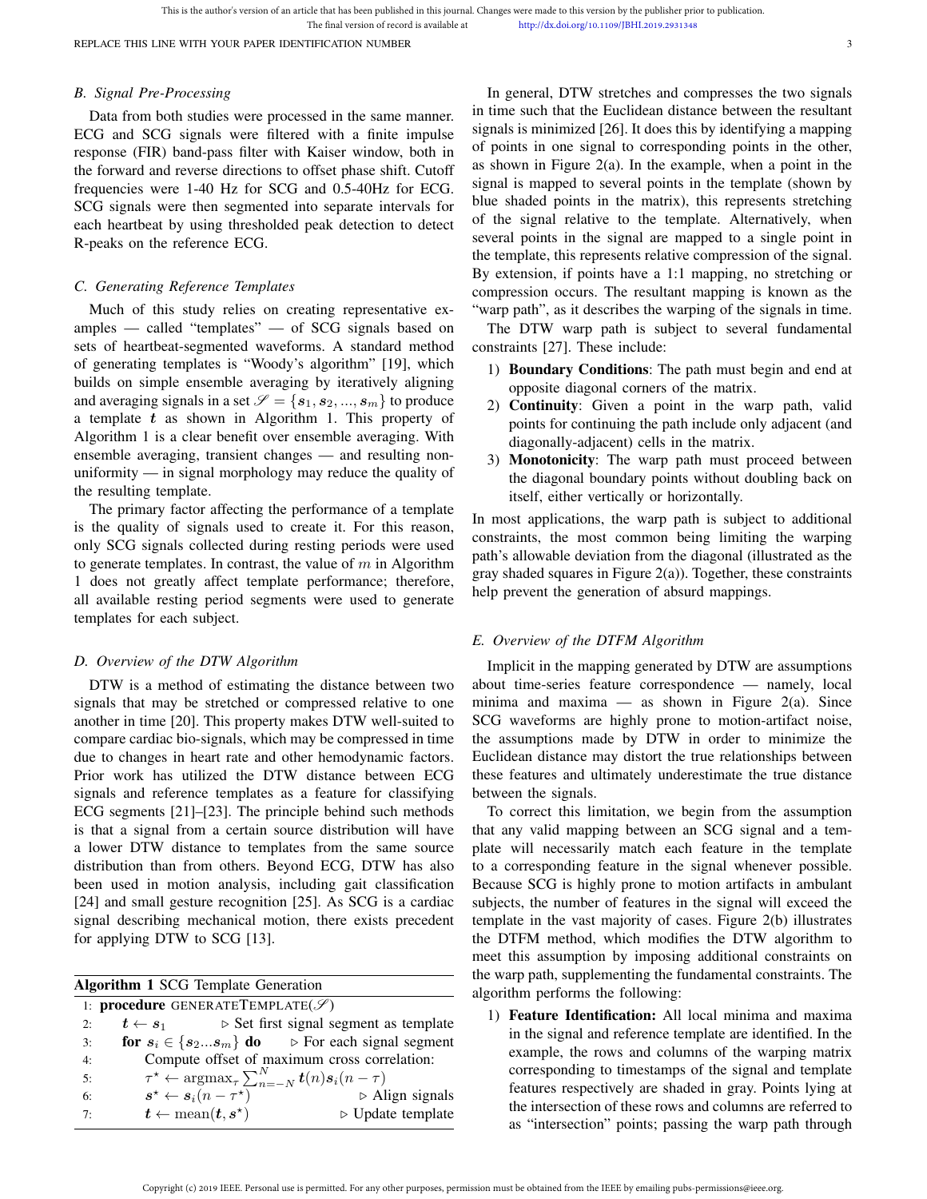### B. Signal Pre-Processing

Data from both studies were processed in the same manner. ECG and SCG signals were filtered with a finite impulse response (FIR) band-pass filter with Kaiser window, both in the forward and reverse directions to offset phase shift. Cutoff frequencies were 1-40 Hz for SCG and 0.5-40Hz for ECG. SCG signals were then segmented into separate intervals for each heartbeat by using thresholded peak detection to detect R-peaks on the reference ECG.

### C. Generating Reference Templates

Much of this study relies on creating representative examples — called "templates" — of SCG signals based on sets of heartbeat-segmented waveforms. A standard method of generating templates is "Woody's algorithm" [19], which builds on simple ensemble averaging by iteratively aligning and averaging signals in a set $\mathscr{S} = \{\boldsymbol{s}_1, \boldsymbol{s}_2, ..., \boldsymbol{s}_m\}$ to produce a template $\boldsymbol{t}$ as shown in Algorithm 1. This property of Algorithm 1 is a clear benefit over ensemble averaging. With ensemble averaging, transient changes — and resulting non-uniformity — in signal morphology may reduce the quality of the resulting template.

The primary factor affecting the performance of a template is the quality of signals used to create it. For this reason, only SCG signals collected during resting periods were used to generate templates. In contrast, the value of $m$ in Algorithm 1 does not greatly affect template performance; therefore, all available resting period segments were used to generate templates for each subject.

### D. Overview of the DTW Algorithm

DTW is a method of estimating the distance between two signals that may be stretched or compressed relative to one another in time [20]. This property makes DTW well-suited to compare cardiac bio-signals, which may be compressed in time due to changes in heart rate and other hemodynamic factors. Prior work has utilized the DTW distance between ECG signals and reference templates as a feature for classifying ECG segments [21]–[23]. The principle behind such methods is that a signal from a certain source distribution will have a lower DTW distance to templates from the same source distribution than from others. Beyond ECG, DTW has also been used in motion analysis, including gait classification [24] and small gesture recognition [25]. As SCG is a cardiac signal describing mechanical motion, there exists precedent for applying DTW to SCG [13].

**Algorithm 1** SCG Template Generation

```
1: procedure GENERATETEMPLATE(𝒮)
2:     t ← s_1                         ▷ Set first signal segment as template
3:     for s_i ∈ {s_2...s_m} do        ▷ For each signal segment
4:         Compute offset of maximum cross correlation:
5:         τ* ← argmax_τ Σ_{n=-N}^{N} t(n) s_i(n − τ)
6:         s* ← s_i(n − τ*)            ▷ Align signals
7:         t ← mean(t, s*)             ▷ Update template
```

In general, DTW stretches and compresses the two signals in time such that the Euclidean distance between the resultant signals is minimized [26]. It does this by identifying a mapping of points in one signal to corresponding points in the other, as shown in Figure 2(a). In the example, when a point in the signal is mapped to several points in the template (shown by blue shaded points in the matrix), this represents stretching of the signal relative to the template. Alternatively, when several points in the signal are mapped to a single point in the template, this represents relative compression of the signal. By extension, if points have a 1:1 mapping, no stretching or compression occurs. The resultant mapping is known as the "warp path", as it describes the warping of the signals in time.

The DTW warp path is subject to several fundamental constraints [27]. These include:

1) **Boundary Conditions**: The path must begin and end at opposite diagonal corners of the matrix.
2) **Continuity**: Given a point in the warp path, valid points for continuing the path include only adjacent (and diagonally-adjacent) cells in the matrix.
3) **Monotonicity**: The warp path must proceed between the diagonal boundary points without doubling back on itself, either vertically or horizontally.

In most applications, the warp path is subject to additional constraints, the most common being limiting the warping path's allowable deviation from the diagonal (illustrated as the gray shaded squares in Figure 2(a)). Together, these constraints help prevent the generation of absurd mappings.

### E. Overview of the DTFM Algorithm

Implicit in the mapping generated by DTW are assumptions about time-series feature correspondence — namely, local minima and maxima — as shown in Figure 2(a). Since SCG waveforms are highly prone to motion-artifact noise, the assumptions made by DTW in order to minimize the Euclidean distance may distort the true relationships between these features and ultimately underestimate the true distance between the signals.

To correct this limitation, we begin from the assumption that any valid mapping between an SCG signal and a template will necessarily match each feature in the template to a corresponding feature in the signal whenever possible. Because SCG is highly prone to motion artifacts in ambulant subjects, the number of features in the signal will exceed the template in the vast majority of cases. Figure 2(b) illustrates the DTFM method, which modifies the DTW algorithm to meet this assumption by imposing additional constraints on the warp path, supplementing the fundamental constraints. The algorithm performs the following:

1) **Feature Identification:** All local minima and maxima in the signal and reference template are identified. In the example, the rows and columns of the warping matrix corresponding to timestamps of the signal and template features respectively are shaded in gray. Points lying at the intersection of these rows and columns are referred to as "intersection" points; passing the warp path through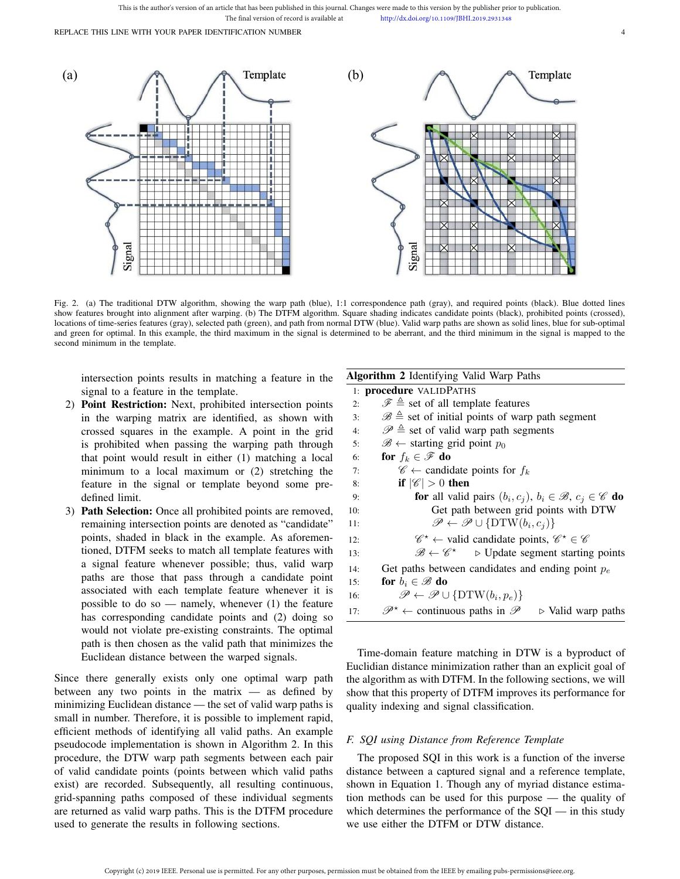Fig. 2. (a) The traditional DTW algorithm, showing the warp path (blue), 1:1 correspondence path (gray), and required points (black). Blue dotted lines show features brought into alignment after warping. (b) The DTFM algorithm. Square shading indicates candidate points (black), prohibited points (crossed), locations of time-series features (gray), selected path (green), and path from normal DTW (blue). Valid warp paths are shown as solid lines, blue for sub-optimal and green for optimal. In this example, the third maximum in the signal is determined to be aberrant, and the third minimum in the signal is mapped to the second minimum in the template.

intersection points results in matching a feature in the signal to a feature in the template.

2) **Point Restriction:** Next, prohibited intersection points in the warping matrix are identified, as shown with crossed squares in the example. A point in the grid is prohibited when passing the warping path through that point would result in either (1) matching a local minimum to a local maximum or (2) stretching the feature in the signal or template beyond some pre-defined limit.
3) **Path Selection:** Once all prohibited points are removed, remaining intersection points are denoted as "candidate" points, shaded in black in the example. As aforementioned, DTFM seeks to match all template features with a signal feature whenever possible; thus, valid warp paths are those that pass through a candidate point associated with each template feature whenever it is possible to do so — namely, whenever (1) the feature has corresponding candidate points and (2) doing so would not violate pre-existing constraints. The optimal path is then chosen as the valid path that minimizes the Euclidean distance between the warped signals.

Since there generally exists only one optimal warp path between any two points in the matrix — as defined by minimizing Euclidean distance — the set of valid warp paths is small in number. Therefore, it is possible to implement rapid, efficient methods of identifying all valid paths. An example pseudocode implementation is shown in Algorithm 2. In this procedure, the DTW warp path segments between each pair of valid candidate points (points between which valid paths exist) are recorded. Subsequently, all resulting continuous, grid-spanning paths composed of these individual segments are returned as valid warp paths. This is the DTFM procedure used to generate the results in following sections.

**Algorithm 2** Identifying Valid Warp Paths

```
1:  procedure VALIDPATHS
2:      𝓕 ≜ set of all template features
3:      𝓑 ≜ set of initial points of warp path segment
4:      𝓟 ≜ set of valid warp path segments
5:      𝓑 ← starting grid point p_0
6:      for f_k ∈ 𝓕 do
7:          𝓒 ← candidate points for f_k
8:          if |𝓒| > 0 then
9:              for all valid pairs (b_i, c_j), b_i ∈ 𝓑, c_j ∈ 𝓒 do
10:                 Get path between grid points with DTW
11:                 𝓟 ← 𝓟 ∪ {DTW(b_i, c_j)}
12:             𝓒* ← valid candidate points, 𝓒* ∈ 𝓒
13:             𝓑 ← 𝓒*        ▷ Update segment starting points
14:     Get paths between candidates and ending point p_e
15:     for b_i ∈ 𝓑 do
16:         𝓟 ← 𝓟 ∪ {DTW(b_i, p_e)}
17:     𝓟* ← continuous paths in 𝓟        ▷ Valid warp paths
```

Time-domain feature matching in DTW is a byproduct of Euclidian distance minimization rather than an explicit goal of the algorithm as with DTFM. In the following sections, we will show that this property of DTFM improves its performance for quality indexing and signal classification.

### F. SQI using Distance from Reference Template

The proposed SQI in this work is a function of the inverse distance between a captured signal and a reference template, shown in Equation 1. Though any of myriad distance estimation methods can be used for this purpose — the quality of which determines the performance of the SQI — in this study we use either the DTFM or DTW distance.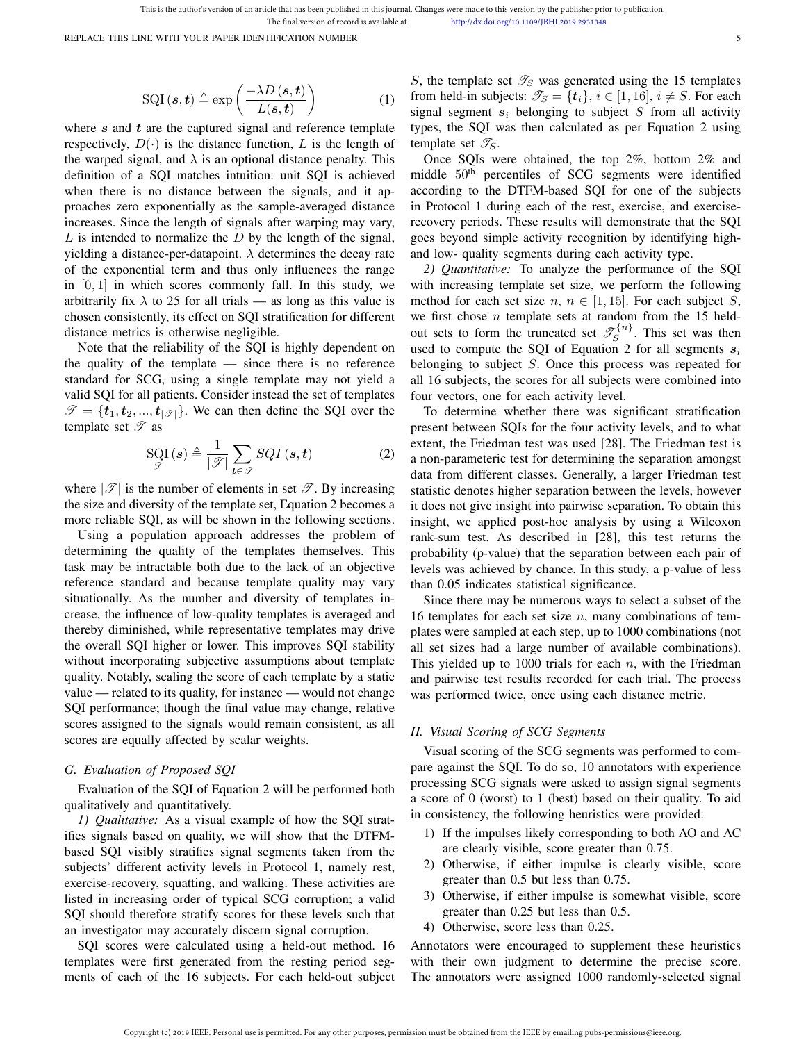$$\mathrm{SQI}\left(\boldsymbol{s},\boldsymbol{t}\right) \triangleq \exp\left(\frac{-\lambda D\left(\boldsymbol{s},\boldsymbol{t}\right)}{L(\boldsymbol{s},\boldsymbol{t})}\right) \tag{1}$$

where $\boldsymbol{s}$ and $\boldsymbol{t}$ are the captured signal and reference template respectively, $D(\cdot)$ is the distance function, $L$ is the length of the warped signal, and $\lambda$ is an optional distance penalty. This definition of a SQI matches intuition: unit SQI is achieved when there is no distance between the signals, and it approaches zero exponentially as the sample-averaged distance increases. Since the length of signals after warping may vary, $L$ is intended to normalize the $D$ by the length of the signal, yielding a distance-per-datapoint. $\lambda$ determines the decay rate of the exponential term and thus only influences the range in $[0, 1]$ in which scores commonly fall. In this study, we arbitrarily fix $\lambda$ to 25 for all trials — as long as this value is chosen consistently, its effect on SQI stratification for different distance metrics is otherwise negligible.

Note that the reliability of the SQI is highly dependent on the quality of the template — since there is no reference standard for SCG, using a single template may not yield a valid SQI for all patients. Consider instead the set of templates $\mathscr{T} = \{\boldsymbol{t}_1, \boldsymbol{t}_2, ..., \boldsymbol{t}_{|\mathscr{T}|}\}$. We can then define the SQI over the template set $\mathscr{T}$ as

$$\underset{\mathscr{T}}{\mathrm{SQI}}\left(\boldsymbol{s}\right) \triangleq \frac{1}{|\mathscr{T}|}\sum_{\boldsymbol{t}\in\mathscr{T}} SQI\left(\boldsymbol{s},\boldsymbol{t}\right) \tag{2}$$

where $|\mathscr{T}|$ is the number of elements in set $\mathscr{T}$. By increasing the size and diversity of the template set, Equation 2 becomes a more reliable SQI, as will be shown in the following sections.

Using a population approach addresses the problem of determining the quality of the templates themselves. This task may be intractable both due to the lack of an objective reference standard and because template quality may vary situationally. As the number and diversity of templates increase, the influence of low-quality templates is averaged and thereby diminished, while representative templates may drive the overall SQI higher or lower. This improves SQI stability without incorporating subjective assumptions about template quality. Notably, scaling the score of each template by a static value — related to its quality, for instance — would not change SQI performance; though the final value may change, relative scores assigned to the signals would remain consistent, as all scores are equally affected by scalar weights.

### G. Evaluation of Proposed SQI

Evaluation of the SQI of Equation 2 will be performed both qualitatively and quantitatively.

*1) Qualitative:* As a visual example of how the SQI stratifies signals based on quality, we will show that the DTFM-based SQI visibly stratifies signal segments taken from the subjects' different activity levels in Protocol 1, namely rest, exercise-recovery, squatting, and walking. These activities are listed in increasing order of typical SCG corruption; a valid SQI should therefore stratify scores for these levels such that an investigator may accurately discern signal corruption.

SQI scores were calculated using a held-out method. 16 templates were first generated from the resting period segments of each of the 16 subjects. For each held-out subject $S$, the template set $\mathscr{T}_S$ was generated using the 15 templates from held-in subjects: $\mathscr{T}_S = \{\boldsymbol{t}_i\}$, $i \in [1, 16]$, $i \neq S$. For each signal segment $\boldsymbol{s}_i$ belonging to subject $S$ from all activity types, the SQI was then calculated as per Equation 2 using template set $\mathscr{T}_S$.

Once SQIs were obtained, the top 2%, bottom 2% and middle 50th percentiles of SCG segments were identified according to the DTFM-based SQI for one of the subjects in Protocol 1 during each of the rest, exercise, and exercise-recovery periods. These results will demonstrate that the SQI goes beyond simple activity recognition by identifying high- and low- quality segments during each activity type.

*2) Quantitative:* To analyze the performance of the SQI with increasing template set size, we perform the following method for each set size $n$, $n \in [1, 15]$. For each subject $S$, we first chose $n$ template sets at random from the 15 held-out sets to form the truncated set $\mathscr{T}_S^{\{n\}}$. This set was then used to compute the SQI of Equation 2 for all segments $\boldsymbol{s}_i$ belonging to subject $S$. Once this process was repeated for all 16 subjects, the scores for all subjects were combined into four vectors, one for each activity level.

To determine whether there was significant stratification present between SQIs for the four activity levels, and to what extent, the Friedman test was used [28]. The Friedman test is a non-parameteric test for determining the separation amongst data from different classes. Generally, a larger Friedman test statistic denotes higher separation between the levels, however it does not give insight into pairwise separation. To obtain this insight, we applied post-hoc analysis by using a Wilcoxon rank-sum test. As described in [28], this test returns the probability (p-value) that the separation between each pair of levels was achieved by chance. In this study, a p-value of less than 0.05 indicates statistical significance.

Since there may be numerous ways to select a subset of the 16 templates for each set size $n$, many combinations of templates were sampled at each step, up to 1000 combinations (not all set sizes had a large number of available combinations). This yielded up to 1000 trials for each $n$, with the Friedman and pairwise test results recorded for each trial. The process was performed twice, once using each distance metric.

### H. Visual Scoring of SCG Segments

Visual scoring of the SCG segments was performed to compare against the SQI. To do so, 10 annotators with experience processing SCG signals were asked to assign signal segments a score of 0 (worst) to 1 (best) based on their quality. To aid in consistency, the following heuristics were provided:

1) If the impulses likely corresponding to both AO and AC are clearly visible, score greater than 0.75.
2) Otherwise, if either impulse is clearly visible, score greater than 0.5 but less than 0.75.
3) Otherwise, if either impulse is somewhat visible, score greater than 0.25 but less than 0.5.
4) Otherwise, score less than 0.25.

Annotators were encouraged to supplement these heuristics with their own judgment to determine the precise score. The annotators were assigned 1000 randomly-selected signal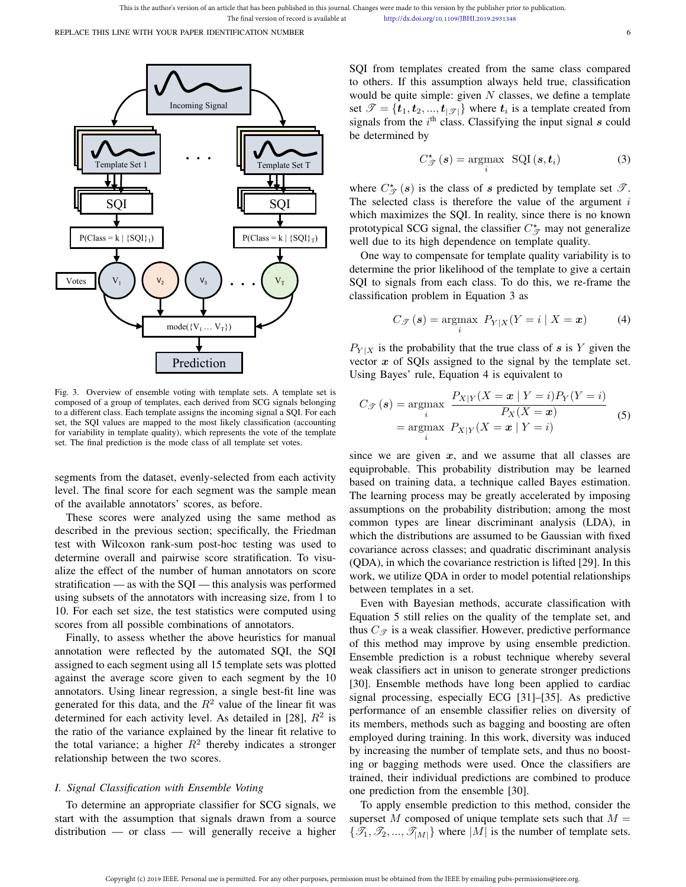Fig. 3. Overview of ensemble voting with template sets. A template set is composed of a group of templates, each derived from SCG signals belonging to a different class. Each template assigns the incoming signal a SQI. For each set, the SQI values are mapped to the most likely classification (accounting for variability in template quality), which represents the vote of the template set. The final prediction is the mode class of all template set votes.

segments from the dataset, evenly-selected from each activity level. The final score for each segment was the sample mean of the available annotators' scores, as before.

These scores were analyzed using the same method as described in the previous section; specifically, the Friedman test with Wilcoxon rank-sum post-hoc testing was used to determine overall and pairwise score stratification. To visualize the effect of the number of human annotators on score stratification — as with the SQI — this analysis was performed using subsets of the annotators with increasing size, from 1 to 10. For each set size, the test statistics were computed using scores from all possible combinations of annotators.

Finally, to assess whether the above heuristics for manual annotation were reflected by the automated SQI, the SQI assigned to each segment using all 15 template sets was plotted against the average score given to each segment by the 10 annotators. Using linear regression, a single best-fit line was generated for this data, and the $R^2$ value of the linear fit was determined for each activity level. As detailed in [28], $R^2$ is the ratio of the variance explained by the linear fit relative to the total variance; a higher $R^2$ thereby indicates a stronger relationship between the two scores.

### *I. Signal Classification with Ensemble Voting*

To determine an appropriate classifier for SCG signals, we start with the assumption that signals drawn from a source distribution — or class — will generally receive a higher SQI from templates created from the same class compared to others. If this assumption always held true, classification would be quite simple: given $N$ classes, we define a template set $\mathscr{T} = \{\boldsymbol{t}_1, \boldsymbol{t}_2, ..., \boldsymbol{t}_{|\mathscr{T}|}\}$ where $\boldsymbol{t}_i$ is a template created from signals from the $i^{\text{th}}$ class. Classifying the input signal $\boldsymbol{s}$ could be determined by

$$C^{\star}_{\mathscr{T}}(\boldsymbol{s}) = \underset{i}{\text{argmax}} \;\; \text{SQI}(\boldsymbol{s}, \boldsymbol{t}_i) \tag{3}$$

where $C^{\star}_{\mathscr{T}}(\boldsymbol{s})$ is the class of $\boldsymbol{s}$ predicted by template set $\mathscr{T}$. The selected class is therefore the value of the argument $i$ which maximizes the SQI. In reality, since there is no known prototypical SCG signal, the classifier $C^{\star}_{\mathscr{T}}$ may not generalize well due to its high dependence on template quality.

One way to compensate for template quality variability is to determine the prior likelihood of the template to give a certain SQI to signals from each class. To do this, we re-frame the classification problem in Equation 3 as

$$C_{\mathscr{T}}(\boldsymbol{s}) = \underset{i}{\text{argmax}} \;\; P_{Y|X}(Y = i \mid X = \boldsymbol{x}) \tag{4}$$

$P_{Y|X}$ is the probability that the true class of $\boldsymbol{s}$ is $Y$ given the vector $\boldsymbol{x}$ of SQIs assigned to the signal by the template set. Using Bayes' rule, Equation 4 is equivalent to

$$\begin{aligned} C_{\mathscr{T}}(\boldsymbol{s}) &= \underset{i}{\text{argmax}} \;\; \frac{P_{X|Y}(X = \boldsymbol{x} \mid Y = i) P_Y(Y = i)}{P_X(X = \boldsymbol{x})} \\ &= \underset{i}{\text{argmax}} \;\; P_{X|Y}(X = \boldsymbol{x} \mid Y = i) \end{aligned} \tag{5}$$

since we are given $\boldsymbol{x}$, and we assume that all classes are equiprobable. This probability distribution may be learned based on training data, a technique called Bayes estimation. The learning process may be greatly accelerated by imposing assumptions on the probability distribution; among the most common types are linear discriminant analysis (LDA), in which the distributions are assumed to be Gaussian with fixed covariance across classes; and quadratic discriminant analysis (QDA), in which the covariance restriction is lifted [29]. In this work, we utilize QDA in order to model potential relationships between templates in a set.

Even with Bayesian methods, accurate classification with Equation 5 still relies on the quality of the template set, and thus $C_{\mathscr{T}}$ is a weak classifier. However, predictive performance of this method may improve by using ensemble prediction. Ensemble prediction is a robust technique whereby several weak classifiers act in unison to generate stronger predictions [30]. Ensemble methods have long been applied to cardiac signal processing, especially ECG [31]–[35]. As predictive performance of an ensemble classifier relies on diversity of its members, methods such as bagging and boosting are often employed during training. In this work, diversity was induced by increasing the number of template sets, and thus no boosting or bagging methods were used. Once the classifiers are trained, their individual predictions are combined to produce one prediction from the ensemble [30].

To apply ensemble prediction to this method, consider the superset $M$ composed of unique template sets such that $M = \{\mathscr{T}_1, \mathscr{T}_2, ..., \mathscr{T}_{|M|}\}$ where $|M|$ is the number of template sets.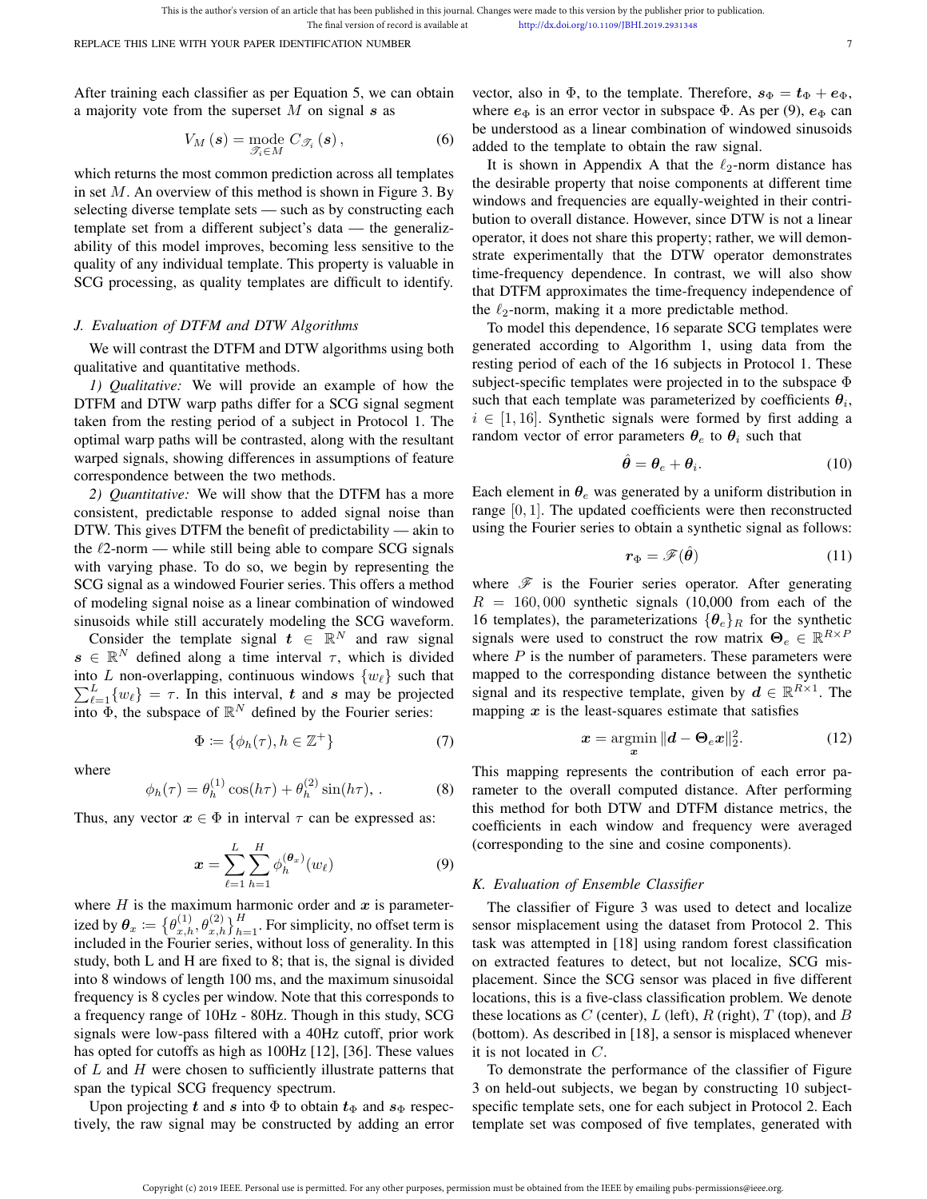After training each classifier as per Equation 5, we can obtain a majority vote from the superset $M$ on signal $\boldsymbol{s}$ as

$$V_M(\boldsymbol{s}) = \underset{\mathscr{T}_i \in M}{\text{mode}}\, C_{\mathscr{T}_i}(\boldsymbol{s}), \tag{6}$$

which returns the most common prediction across all templates in set $M$. An overview of this method is shown in Figure 3. By selecting diverse template sets — such as by constructing each template set from a different subject's data — the generalizability of this model improves, becoming less sensitive to the quality of any individual template. This property is valuable in SCG processing, as quality templates are difficult to identify.

### J. Evaluation of DTFM and DTW Algorithms

We will contrast the DTFM and DTW algorithms using both qualitative and quantitative methods.

*1) Qualitative:* We will provide an example of how the DTFM and DTW warp paths differ for a SCG signal segment taken from the resting period of a subject in Protocol 1. The optimal warp paths will be contrasted, along with the resultant warped signals, showing differences in assumptions of feature correspondence between the two methods.

*2) Quantitative:* We will show that the DTFM has a more consistent, predictable response to added signal noise than DTW. This gives DTFM the benefit of predictability — akin to the $\ell$2-norm — while still being able to compare SCG signals with varying phase. To do so, we begin by representing the SCG signal as a windowed Fourier series. This offers a method of modeling signal noise as a linear combination of windowed sinusoids while still accurately modeling the SCG waveform.

Consider the template signal $\boldsymbol{t} \in \mathbb{R}^N$ and raw signal $\boldsymbol{s} \in \mathbb{R}^N$ defined along a time interval $\tau$, which is divided into $L$ non-overlapping, continuous windows $\{w_\ell\}$ such that $\sum_{\ell=1}^{L}\{w_\ell\} = \tau$. In this interval, $\boldsymbol{t}$ and $\boldsymbol{s}$ may be projected into $\Phi$, the subspace of $\mathbb{R}^N$ defined by the Fourier series:

$$\Phi := \{\phi_h(\tau), h \in \mathbb{Z}^+\} \tag{7}$$

where

$$\phi_h(\tau) = \theta_h^{(1)} \cos(h\tau) + \theta_h^{(2)} \sin(h\tau), . \tag{8}$$

Thus, any vector $\boldsymbol{x} \in \Phi$ in interval $\tau$ can be expressed as:

$$\boldsymbol{x} = \sum_{\ell=1}^{L} \sum_{h=1}^{H} \phi_h^{(\boldsymbol{\theta}_x)}(w_\ell) \tag{9}$$

where $H$ is the maximum harmonic order and $\boldsymbol{x}$ is parameterized by $\boldsymbol{\theta}_x := \{\theta_{x,h}^{(1)}, \theta_{x,h}^{(2)}\}_{h=1}^{H}$. For simplicity, no offset term is included in the Fourier series, without loss of generality. In this study, both L and H are fixed to 8; that is, the signal is divided into 8 windows of length 100 ms, and the maximum sinusoidal frequency is 8 cycles per window. Note that this corresponds to a frequency range of 10Hz - 80Hz. Though in this study, SCG signals were low-pass filtered with a 40Hz cutoff, prior work has opted for cutoffs as high as 100Hz [12], [36]. These values of $L$ and $H$ were chosen to sufficiently illustrate patterns that span the typical SCG frequency spectrum.

Upon projecting $\boldsymbol{t}$ and $\boldsymbol{s}$ into $\Phi$ to obtain $\boldsymbol{t}_\Phi$ and $\boldsymbol{s}_\Phi$ respectively, the raw signal may be constructed by adding an error vector, also in $\Phi$, to the template. Therefore, $\boldsymbol{s}_\Phi = \boldsymbol{t}_\Phi + \boldsymbol{e}_\Phi$, where $\boldsymbol{e}_\Phi$ is an error vector in subspace $\Phi$. As per (9), $\boldsymbol{e}_\Phi$ can be understood as a linear combination of windowed sinusoids added to the template to obtain the raw signal.

It is shown in Appendix A that the $\ell_2$-norm distance has the desirable property that noise components at different time windows and frequencies are equally-weighted in their contribution to overall distance. However, since DTW is not a linear operator, it does not share this property; rather, we will demonstrate experimentally that the DTW operator demonstrates time-frequency dependence. In contrast, we will also show that DTFM approximates the time-frequency independence of the $\ell_2$-norm, making it a more predictable method.

To model this dependence, 16 separate SCG templates were generated according to Algorithm 1, using data from the resting period of each of the 16 subjects in Protocol 1. These subject-specific templates were projected in to the subspace $\Phi$ such that each template was parameterized by coefficients $\boldsymbol{\theta}_i$, $i \in [1, 16]$. Synthetic signals were formed by first adding a random vector of error parameters $\boldsymbol{\theta}_e$ to $\boldsymbol{\theta}_i$ such that

$$\hat{\boldsymbol{\theta}} = \boldsymbol{\theta}_e + \boldsymbol{\theta}_i. \tag{10}$$

Each element in $\boldsymbol{\theta}_e$ was generated by a uniform distribution in range $[0, 1]$. The updated coefficients were then reconstructed using the Fourier series to obtain a synthetic signal as follows:

$$\boldsymbol{r}_\Phi = \mathscr{F}(\hat{\boldsymbol{\theta}}) \tag{11}$$

where $\mathscr{F}$ is the Fourier series operator. After generating $R = 160,000$ synthetic signals (10,000 from each of the 16 templates), the parameterizations $\{\boldsymbol{\theta}_e\}_R$ for the synthetic signals were used to construct the row matrix $\boldsymbol{\Theta}_e \in \mathbb{R}^{R \times P}$ where $P$ is the number of parameters. These parameters were mapped to the corresponding distance between the synthetic signal and its respective template, given by $\boldsymbol{d} \in \mathbb{R}^{R \times 1}$. The mapping $\boldsymbol{x}$ is the least-squares estimate that satisfies

$$\boldsymbol{x} = \underset{\boldsymbol{x}}{\text{argmin}}\, \|\boldsymbol{d} - \boldsymbol{\Theta}_e \boldsymbol{x}\|_2^2. \tag{12}$$

This mapping represents the contribution of each error parameter to the overall computed distance. After performing this method for both DTW and DTFM distance metrics, the coefficients in each window and frequency were averaged (corresponding to the sine and cosine components).

### K. Evaluation of Ensemble Classifier

The classifier of Figure 3 was used to detect and localize sensor misplacement using the dataset from Protocol 2. This task was attempted in [18] using random forest classification on extracted features to detect, but not localize, SCG misplacement. Since the SCG sensor was placed in five different locations, this is a five-class classification problem. We denote these locations as $C$ (center), $L$ (left), $R$ (right), $T$ (top), and $B$ (bottom). As described in [18], a sensor is misplaced whenever it is not located in $C$.

To demonstrate the performance of the classifier of Figure 3 on held-out subjects, we began by constructing 10 subject-specific template sets, one for each subject in Protocol 2. Each template set was composed of five templates, generated with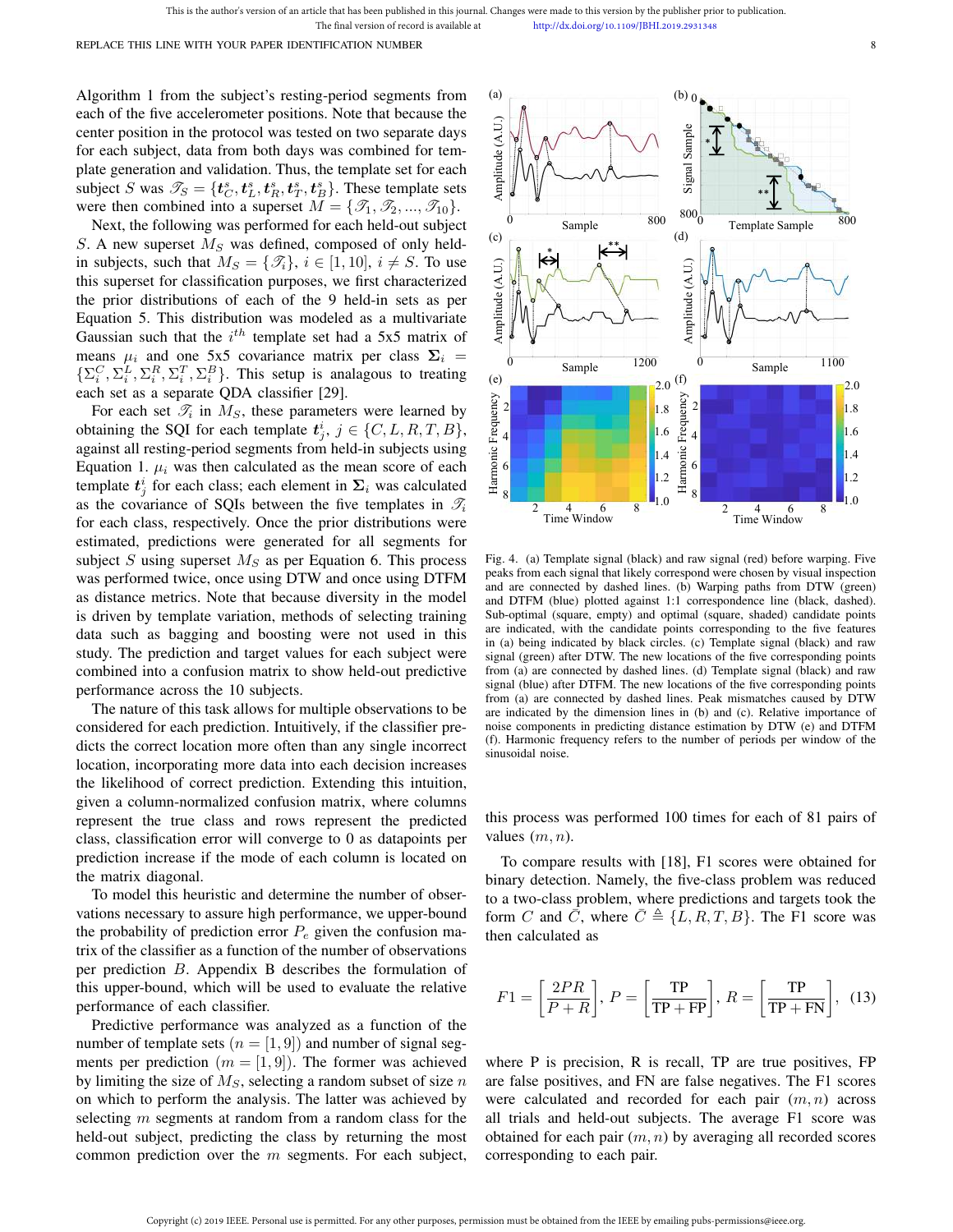Algorithm 1 from the subject's resting-period segments from each of the five accelerometer positions. Note that because the center position in the protocol was tested on two separate days for each subject, data from both days was combined for template generation and validation. Thus, the template set for each subject $S$ was $\mathscr{T}_S = \{\boldsymbol{t}_C^s, \boldsymbol{t}_L^s, \boldsymbol{t}_R^s, \boldsymbol{t}_T^s, \boldsymbol{t}_B^s\}$. These template sets were then combined into a superset $M = \{\mathscr{T}_1, \mathscr{T}_2, ..., \mathscr{T}_{10}\}$.

Next, the following was performed for each held-out subject $S$. A new superset $M_S$ was defined, composed of only held-in subjects, such that $M_S = \{\mathscr{T}_i\}$, $i \in [1, 10]$, $i \neq S$. To use this superset for classification purposes, we first characterized the prior distributions of each of the 9 held-in sets as per Equation 5. This distribution was modeled as a multivariate Gaussian such that the $i^{th}$ template set had a 5x5 matrix of means $\mu_i$ and one 5x5 covariance matrix per class $\boldsymbol{\Sigma}_i = \{\Sigma_i^C, \Sigma_i^L, \Sigma_i^R, \Sigma_i^T, \Sigma_i^B\}$. This setup is analagous to treating each set as a separate QDA classifier [29].

For each set $\mathscr{T}_i$ in $M_S$, these parameters were learned by obtaining the SQI for each template $\boldsymbol{t}_j^i$, $j \in \{C, L, R, T, B\}$, against all resting-period segments from held-in subjects using Equation 1. $\mu_i$ was then calculated as the mean score of each template $\boldsymbol{t}_j^i$ for each class; each element in $\boldsymbol{\Sigma}_i$ was calculated as the covariance of SQIs between the five templates in $\mathscr{T}_i$ for each class, respectively. Once the prior distributions were estimated, predictions were generated for all segments for subject $S$ using superset $M_S$ as per Equation 6. This process was performed twice, once using DTW and once using DTFM as distance metrics. Note that because diversity in the model is driven by template variation, methods of selecting training data such as bagging and boosting were not used in this study. The prediction and target values for each subject were combined into a confusion matrix to show held-out predictive performance across the 10 subjects.

The nature of this task allows for multiple observations to be considered for each prediction. Intuitively, if the classifier predicts the correct location more often than any single incorrect location, incorporating more data into each decision increases the likelihood of correct prediction. Extending this intuition, given a column-normalized confusion matrix, where columns represent the true class and rows represent the predicted class, classification error will converge to 0 as datapoints per prediction increase if the mode of each column is located on the matrix diagonal.

To model this heuristic and determine the number of observations necessary to assure high performance, we upper-bound the probability of prediction error $P_e$ given the confusion matrix of the classifier as a function of the number of observations per prediction $B$. Appendix B describes the formulation of this upper-bound, which will be used to evaluate the relative performance of each classifier.

Predictive performance was analyzed as a function of the number of template sets ($n = [1, 9]$) and number of signal segments per prediction ($m = [1, 9]$). The former was achieved by limiting the size of $M_S$, selecting a random subset of size $n$ on which to perform the analysis. The latter was achieved by selecting $m$ segments at random from a random class for the held-out subject, predicting the class by returning the most common prediction over the $m$ segments. For each subject, this process was performed 100 times for each of 81 pairs of values $(m, n)$.

Fig. 4. (a) Template signal (black) and raw signal (red) before warping. Five peaks from each signal that likely correspond were chosen by visual inspection and are connected by dashed lines. (b) Warping paths from DTW (green) and DTFM (blue) plotted against 1:1 correspondence line (black, dashed). Sub-optimal (square, empty) and optimal (square, shaded) candidate points are indicated, with the candidate points corresponding to the five features in (a) being indicated by black circles. (c) Template signal (black) and raw signal (green) after DTW. The new locations of the five corresponding points from (a) are connected by dashed lines. (d) Template signal (black) and raw signal (blue) after DTFM. The new locations of the five corresponding points from (a) are connected by dashed lines. Peak mismatches caused by DTW are indicated by the dimension lines in (b) and (c). Relative importance of noise components in predicting distance estimation by DTW (e) and DTFM (f). Harmonic frequency refers to the number of periods per window of the sinusoidal noise.

To compare results with [18], F1 scores were obtained for binary detection. Namely, the five-class problem was reduced to a two-class problem, where predictions and targets took the form $C$ and $\bar{C}$, where $\bar{C} \triangleq \{L, R, T, B\}$. The F1 score was then calculated as

$$F1 = \left[\frac{2PR}{P+R}\right], \; P = \left[\frac{\text{TP}}{\text{TP}+\text{FP}}\right], \; R = \left[\frac{\text{TP}}{\text{TP}+\text{FN}}\right], \quad (13)$$

where P is precision, R is recall, TP are true positives, FP are false positives, and FN are false negatives. The F1 scores were calculated and recorded for each pair $(m, n)$ across all trials and held-out subjects. The average F1 score was obtained for each pair $(m, n)$ by averaging all recorded scores corresponding to each pair.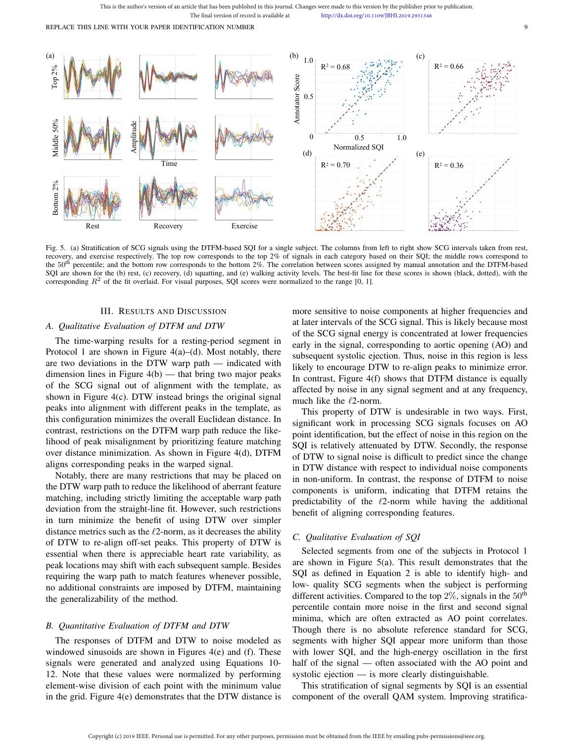Fig. 5. (a) Stratification of SCG signals using the DTFM-based SQI for a single subject. The columns from left to right show SCG intervals taken from rest, recovery, and exercise respectively. The top row corresponds to the top 2% of signals in each category based on their SQI; the middle rows correspond to the 50th percentile; and the bottom row corresponds to the bottom 2%. The correlation between scores assigned by manual annotation and the DTFM-based SQI are shown for the (b) rest, (c) recovery, (d) squatting, and (e) walking activity levels. The best-fit line for these scores is shown (black, dotted), with the corresponding $R^2$ of the fit overlaid. For visual purposes, SQI scores were normalized to the range [0, 1].

## III. Results and Discussion

### A. Qualitative Evaluation of DTFM and DTW

The time-warping results for a resting-period segment in Protocol 1 are shown in Figure 4(a)–(d). Most notably, there are two deviations in the DTW warp path — indicated with dimension lines in Figure 4(b) — that bring two major peaks of the SCG signal out of alignment with the template, as shown in Figure 4(c). DTW instead brings the original signal peaks into alignment with different peaks in the template, as this configuration minimizes the overall Euclidean distance. In contrast, restrictions on the DTFM warp path reduce the likelihood of peak misalignment by prioritizing feature matching over distance minimization. As shown in Figure 4(d), DTFM aligns corresponding peaks in the warped signal.

Notably, there are many restrictions that may be placed on the DTW warp path to reduce the likelihood of aberrant feature matching, including strictly limiting the acceptable warp path deviation from the straight-line fit. However, such restrictions in turn minimize the benefit of using DTW over simpler distance metrics such as the $\ell2$-norm, as it decreases the ability of DTW to re-align off-set peaks. This property of DTW is essential when there is appreciable heart rate variability, as peak locations may shift with each subsequent sample. Besides requiring the warp path to match features whenever possible, no additional constraints are imposed by DTFM, maintaining the generalizability of the method.

### B. Quantitative Evaluation of DTFM and DTW

The responses of DTFM and DTW to noise modeled as windowed sinusoids are shown in Figures 4(e) and (f). These signals were generated and analyzed using Equations 10-12. Note that these values were normalized by performing element-wise division of each point with the minimum value in the grid. Figure 4(e) demonstrates that the DTW distance is more sensitive to noise components at higher frequencies and at later intervals of the SCG signal. This is likely because most of the SCG signal energy is concentrated at lower frequencies early in the signal, corresponding to aortic opening (AO) and subsequent systolic ejection. Thus, noise in this region is less likely to encourage DTW to re-align peaks to minimize error. In contrast, Figure 4(f) shows that DTFM distance is equally affected by noise in any signal segment and at any frequency, much like the $\ell2$-norm.

This property of DTW is undesirable in two ways. First, significant work in processing SCG signals focuses on AO point identification, but the effect of noise in this region on the SQI is relatively attenuated by DTW. Secondly, the response of DTW to signal noise is difficult to predict since the change in DTW distance with respect to individual noise components in non-uniform. In contrast, the response of DTFM to noise components is uniform, indicating that DTFM retains the predictability of the $\ell2$-norm while having the additional benefit of aligning corresponding features.

### C. Qualitative Evaluation of SQI

Selected segments from one of the subjects in Protocol 1 are shown in Figure 5(a). This result demonstrates that the SQI as defined in Equation 2 is able to identify high- and low- quality SCG segments when the subject is performing different activities. Compared to the top $2\%$, signals in the $50^{\text{th}}$ percentile contain more noise in the first and second signal minima, which are often extracted as AO point correlates. Though there is no absolute reference standard for SCG, segments with higher SQI appear more uniform than those with lower SQI, and the high-energy oscillation in the first half of the signal — often associated with the AO point and systolic ejection — is more clearly distinguishable.

This stratification of signal segments by SQI is an essential component of the overall QAM system. Improving stratifica-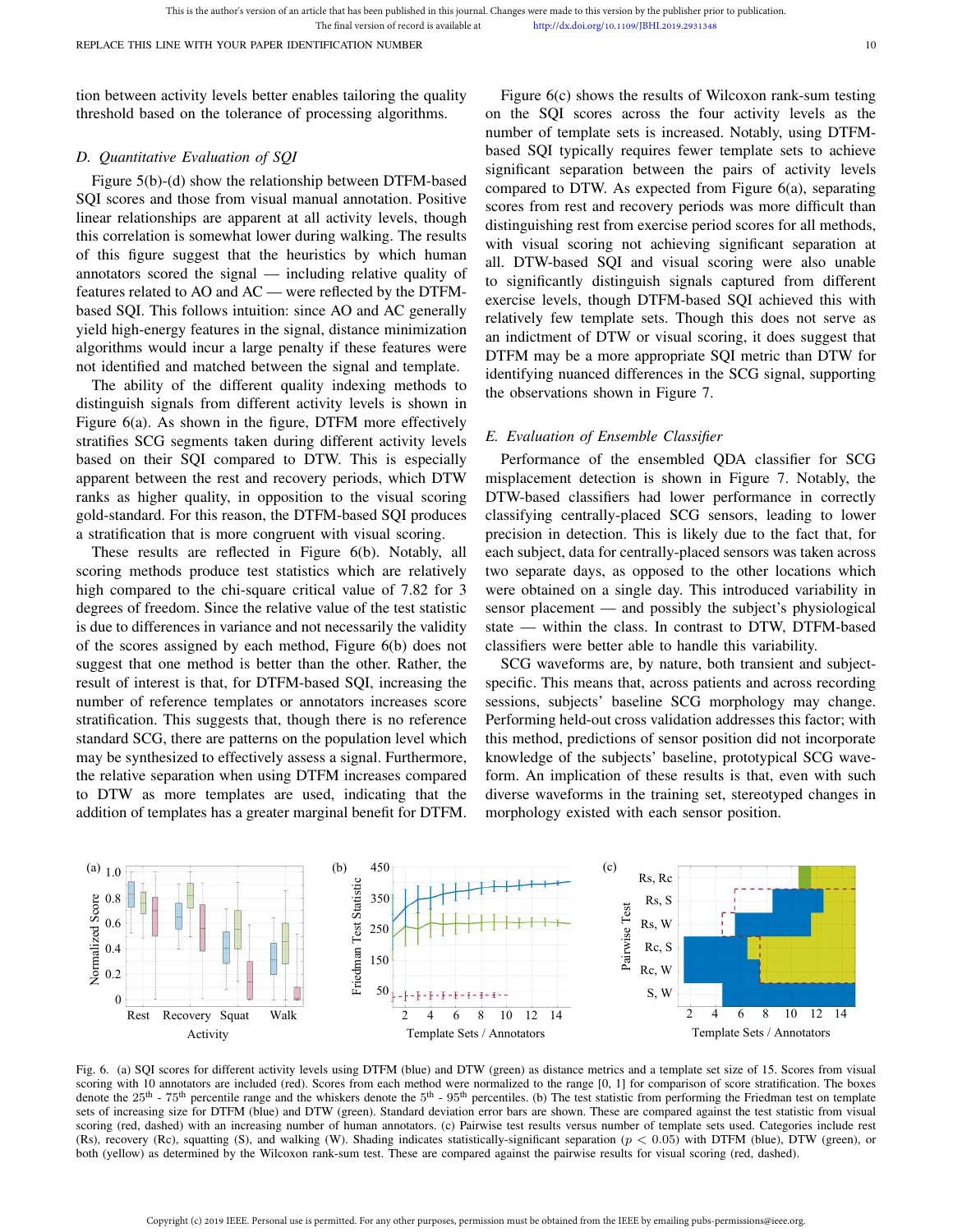tion between activity levels better enables tailoring the quality threshold based on the tolerance of processing algorithms.

### D. Quantitative Evaluation of SQI

Figure 5(b)-(d) show the relationship between DTFM-based SQI scores and those from visual manual annotation. Positive linear relationships are apparent at all activity levels, though this correlation is somewhat lower during walking. The results of this figure suggest that the heuristics by which human annotators scored the signal — including relative quality of features related to AO and AC — were reflected by the DTFM-based SQI. This follows intuition: since AO and AC generally yield high-energy features in the signal, distance minimization algorithms would incur a large penalty if these features were not identified and matched between the signal and template.

The ability of the different quality indexing methods to distinguish signals from different activity levels is shown in Figure 6(a). As shown in the figure, DTFM more effectively stratifies SCG segments taken during different activity levels based on their SQI compared to DTW. This is especially apparent between the rest and recovery periods, which DTW ranks as higher quality, in opposition to the visual scoring gold-standard. For this reason, the DTFM-based SQI produces a stratification that is more congruent with visual scoring.

These results are reflected in Figure 6(b). Notably, all scoring methods produce test statistics which are relatively high compared to the chi-square critical value of 7.82 for 3 degrees of freedom. Since the relative value of the test statistic is due to differences in variance and not necessarily the validity of the scores assigned by each method, Figure 6(b) does not suggest that one method is better than the other. Rather, the result of interest is that, for DTFM-based SQI, increasing the number of reference templates or annotators increases score stratification. This suggests that, though there is no reference standard SCG, there are patterns on the population level which may be synthesized to effectively assess a signal. Furthermore, the relative separation when using DTFM increases compared to DTW as more templates are used, indicating that the addition of templates has a greater marginal benefit for DTFM.

Figure 6(c) shows the results of Wilcoxon rank-sum testing on the SQI scores across the four activity levels as the number of template sets is increased. Notably, using DTFM-based SQI typically requires fewer template sets to achieve significant separation between the pairs of activity levels compared to DTW. As expected from Figure 6(a), separating scores from rest and recovery periods was more difficult than distinguishing rest from exercise period scores for all methods, with visual scoring not achieving significant separation at all. DTW-based SQI and visual scoring were also unable to significantly distinguish signals captured from different exercise levels, though DTFM-based SQI achieved this with relatively few template sets. Though this does not serve as an indictment of DTW or visual scoring, it does suggest that DTFM may be a more appropriate SQI metric than DTW for identifying nuanced differences in the SCG signal, supporting the observations shown in Figure 7.

### E. Evaluation of Ensemble Classifier

Performance of the ensembled QDA classifier for SCG misplacement detection is shown in Figure 7. Notably, the DTW-based classifiers had lower performance in correctly classifying centrally-placed SCG sensors, leading to lower precision in detection. This is likely due to the fact that, for each subject, data for centrally-placed sensors was taken across two separate days, as opposed to the other locations which were obtained on a single day. This introduced variability in sensor placement — and possibly the subject's physiological state — within the class. In contrast to DTW, DTFM-based classifiers were better able to handle this variability.

SCG waveforms are, by nature, both transient and subject-specific. This means that, across patients and across recording sessions, subjects' baseline SCG morphology may change. Performing held-out cross validation addresses this factor; with this method, predictions of sensor position did not incorporate knowledge of the subjects' baseline, prototypical SCG waveform. An implication of these results is that, even with such diverse waveforms in the training set, stereotyped changes in morphology existed with each sensor position.

Fig. 6. (a) SQI scores for different activity levels using DTFM (blue) and DTW (green) as distance metrics and a template set size of 15. Scores from visual scoring with 10 annotators are included (red). Scores from each method were normalized to the range [0, 1] for comparison of score stratification. The boxes denote the 25th - 75th percentile range and the whiskers denote the 5th - 95th percentiles. (b) The test statistic from performing the Friedman test on template sets of increasing size for DTFM (blue) and DTW (green). Standard deviation error bars are shown. These are compared against the test statistic from visual scoring (red, dashed) with an increasing number of human annotators. (c) Pairwise test results versus number of template sets used. Categories include rest (Rs), recovery (Rc), squatting (S), and walking (W). Shading indicates statistically-significant separation ($p < 0.05$) with DTFM (blue), DTW (green), or both (yellow) as determined by the Wilcoxon rank-sum test. These are compared against the pairwise results for visual scoring (red, dashed).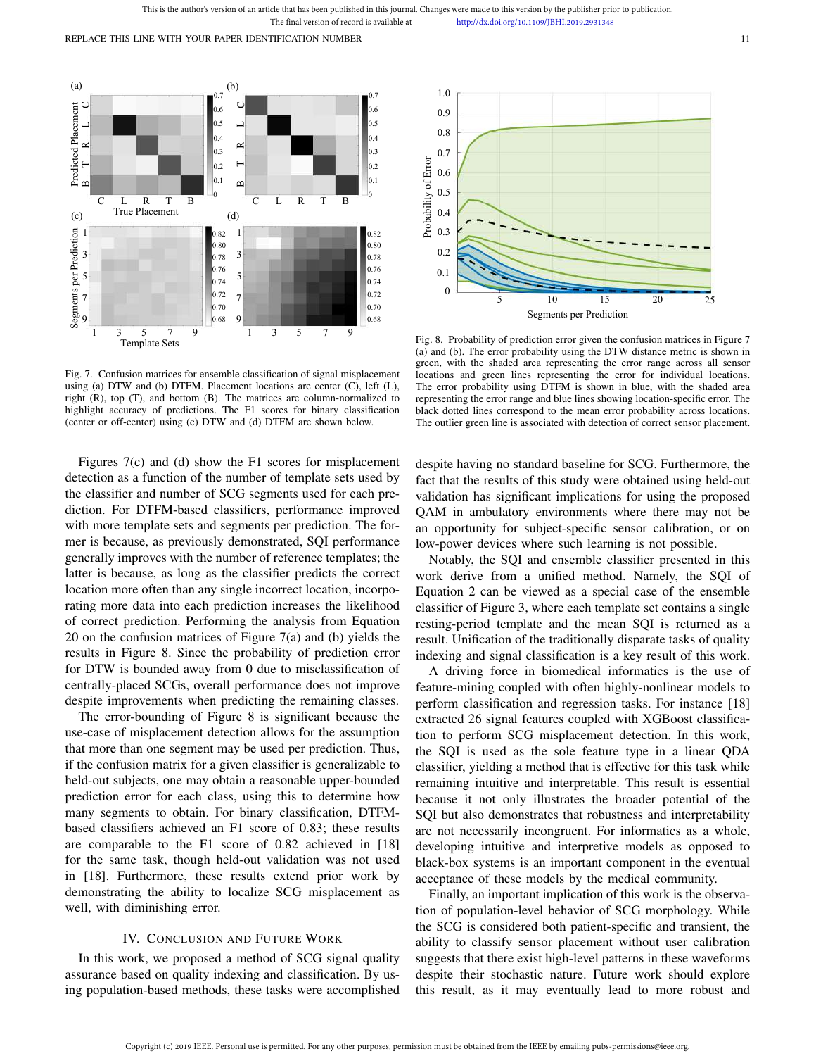(a)

Predicted Placement

C L R T B

True Placement

0.7 0.6 0.5 0.4 0.3 0.2 0.1 0

(b)

C L R T B

(c)

Segments per Prediction

1 3 5 7 9

Template Sets

0.82 0.80 0.78 0.76 0.74 0.72 0.70 0.68

(d)

Fig. 7. Confusion matrices for ensemble classification of signal misplacement using (a) DTW and (b) DTFM. Placement locations are center (C), left (L), right (R), top (T), and bottom (B). The matrices are column-normalized to highlight accuracy of predictions. The F1 scores for binary classification (center or off-center) using (c) DTW and (d) DTFM are shown below.

Probability of Error

1.0 0.9 0.8 0.7 0.6 0.5 0.4 0.3 0.2 0.1 0

5 10 15 20 25

Segments per Prediction

Fig. 8. Probability of prediction error given the confusion matrices in Figure 7 (a) and (b). The error probability using the DTW distance metric is shown in green, with the shaded area representing the error range across all sensor locations and green lines representing the error for individual locations. The error probability using DTFM is shown in blue, with the shaded area representing the error range and blue lines showing location-specific error. The black dotted lines correspond to the mean error probability across locations. The outlier green line is associated with detection of correct sensor placement.

Figures 7(c) and (d) show the F1 scores for misplacement detection as a function of the number of template sets used by the classifier and number of SCG segments used for each prediction. For DTFM-based classifiers, performance improved with more template sets and segments per prediction. The former is because, as previously demonstrated, SQI performance generally improves with the number of reference templates; the latter is because, as long as the classifier predicts the correct location more often than any single incorrect location, incorporating more data into each prediction increases the likelihood of correct prediction. Performing the analysis from Equation 20 on the confusion matrices of Figure 7(a) and (b) yields the results in Figure 8. Since the probability of prediction error for DTW is bounded away from 0 due to misclassification of centrally-placed SCGs, overall performance does not improve despite improvements when predicting the remaining classes.

The error-bounding of Figure 8 is significant because the use-case of misplacement detection allows for the assumption that more than one segment may be used per prediction. Thus, if the confusion matrix for a given classifier is generalizable to held-out subjects, one may obtain a reasonable upper-bounded prediction error for each class, using this to determine how many segments to obtain. For binary classification, DTFM-based classifiers achieved an F1 score of 0.83; these results are comparable to the F1 score of 0.82 achieved in [18] for the same task, though held-out validation was not used in [18]. Furthermore, these results extend prior work by demonstrating the ability to localize SCG misplacement as well, with diminishing error.

## IV. Conclusion and Future Work

In this work, we proposed a method of SCG signal quality assurance based on quality indexing and classification. By using population-based methods, these tasks were accomplished despite having no standard baseline for SCG. Furthermore, the fact that the results of this study were obtained using held-out validation has significant implications for using the proposed QAM in ambulatory environments where there may not be an opportunity for subject-specific sensor calibration, or on low-power devices where such learning is not possible.

Notably, the SQI and ensemble classifier presented in this work derive from a unified method. Namely, the SQI of Equation 2 can be viewed as a special case of the ensemble classifier of Figure 3, where each template set contains a single resting-period template and the mean SQI is returned as a result. Unification of the traditionally disparate tasks of quality indexing and signal classification is a key result of this work.

A driving force in biomedical informatics is the use of feature-mining coupled with often highly-nonlinear models to perform classification and regression tasks. For instance [18] extracted 26 signal features coupled with XGBoost classification to perform SCG misplacement detection. In this work, the SQI is used as the sole feature type in a linear QDA classifier, yielding a method that is effective for this task while remaining intuitive and interpretable. This result is essential because it not only illustrates the broader potential of the SQI but also demonstrates that robustness and interpretability are not necessarily incongruent. For informatics as a whole, developing intuitive and interpretive models as opposed to black-box systems is an important component in the eventual acceptance of these models by the medical community.

Finally, an important implication of this work is the observation of population-level behavior of SCG morphology. While the SCG is considered both patient-specific and transient, the ability to classify sensor placement without user calibration suggests that there exist high-level patterns in these waveforms despite their stochastic nature. Future work should explore this result, as it may eventually lead to more robust and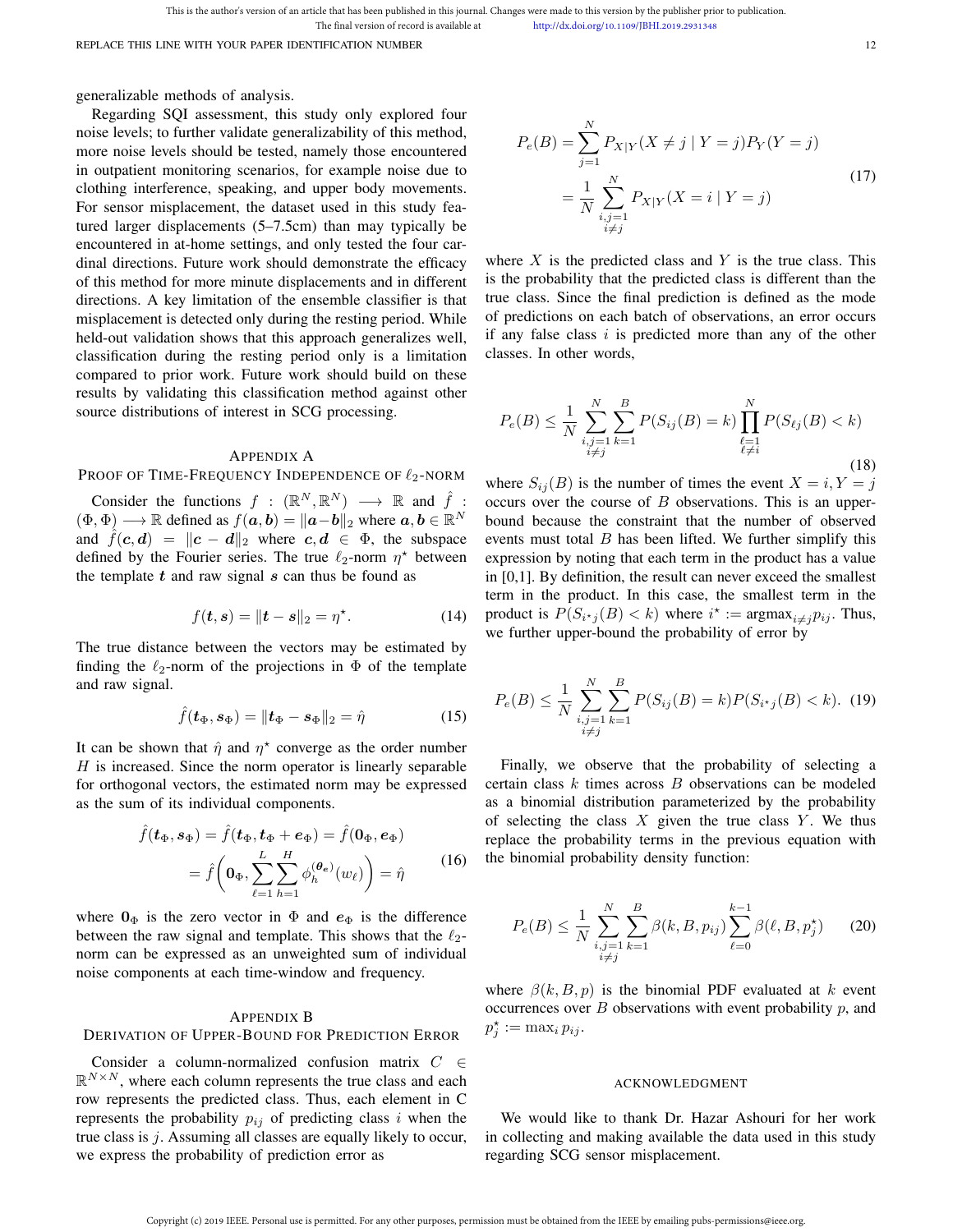generalizable methods of analysis.

Regarding SQI assessment, this study only explored four noise levels; to further validate generalizability of this method, more noise levels should be tested, namely those encountered in outpatient monitoring scenarios, for example noise due to clothing interference, speaking, and upper body movements. For sensor misplacement, the dataset used in this study featured larger displacements (5–7.5cm) than may typically be encountered in at-home settings, and only tested the four cardinal directions. Future work should demonstrate the efficacy of this method for more minute displacements and in different directions. A key limitation of the ensemble classifier is that misplacement is detected only during the resting period. While held-out validation shows that this approach generalizes well, classification during the resting period only is a limitation compared to prior work. Future work should build on these results by validating this classification method against other source distributions of interest in SCG processing.

## Appendix A
## Proof of Time-Frequency Independence of $\ell_2$-Norm

Consider the functions $f : (\mathbb{R}^N, \mathbb{R}^N) \longrightarrow \mathbb{R}$ and $\hat{f} : (\Phi, \Phi) \longrightarrow \mathbb{R}$ defined as $f(\boldsymbol{a}, \boldsymbol{b}) = \|\boldsymbol{a} - \boldsymbol{b}\|_2$ where $\boldsymbol{a}, \boldsymbol{b} \in \mathbb{R}^N$ and $\hat{f}(\boldsymbol{c}, \boldsymbol{d}) = \|\boldsymbol{c} - \boldsymbol{d}\|_2$ where $\boldsymbol{c}, \boldsymbol{d} \in \Phi$, the subspace defined by the Fourier series. The true $\ell_2$-norm $\eta^\star$ between the template $\boldsymbol{t}$ and raw signal $\boldsymbol{s}$ can thus be found as

$$f(\boldsymbol{t}, \boldsymbol{s}) = \|\boldsymbol{t} - \boldsymbol{s}\|_2 = \eta^\star. \tag{14}$$

The true distance between the vectors may be estimated by finding the $\ell_2$-norm of the projections in $\Phi$ of the template and raw signal.

$$\hat{f}(\boldsymbol{t}_\Phi, \boldsymbol{s}_\Phi) = \|\boldsymbol{t}_\Phi - \boldsymbol{s}_\Phi\|_2 = \hat{\eta} \tag{15}$$

It can be shown that $\hat{\eta}$ and $\eta^\star$ converge as the order number $H$ is increased. Since the norm operator is linearly separable for orthogonal vectors, the estimated norm may be expressed as the sum of its individual components.

$$\begin{aligned} \hat{f}(\boldsymbol{t}_\Phi, \boldsymbol{s}_\Phi) &= \hat{f}(\boldsymbol{t}_\Phi, \boldsymbol{t}_\Phi + \boldsymbol{e}_\Phi) = \hat{f}(\boldsymbol{0}_\Phi, \boldsymbol{e}_\Phi) \\ &= \hat{f}\left(\boldsymbol{0}_\Phi, \sum_{\ell=1}^{L}\sum_{h=1}^{H} \phi_h^{(\boldsymbol{\theta_e})}(w_\ell)\right) = \hat{\eta} \end{aligned} \tag{16}$$

where $\boldsymbol{0}_\Phi$ is the zero vector in $\Phi$ and $\boldsymbol{e}_\Phi$ is the difference between the raw signal and template. This shows that the $\ell_2$-norm can be expressed as an unweighted sum of individual noise components at each time-window and frequency.

## Appendix B
## Derivation of Upper-Bound for Prediction Error

Consider a column-normalized confusion matrix $C \in \mathbb{R}^{N\times N}$, where each column represents the true class and each row represents the predicted class. Thus, each element in C represents the probability $p_{ij}$ of predicting class $i$ when the true class is $j$. Assuming all classes are equally likely to occur, we express the probability of prediction error as

$$\begin{aligned} P_e(B) &= \sum_{j=1}^{N} P_{X|Y}(X \neq j \mid Y = j) P_Y(Y = j) \\ &= \frac{1}{N} \sum_{\substack{i,j=1 \\ i\neq j}}^{N} P_{X|Y}(X = i \mid Y = j) \end{aligned} \tag{17}$$

where $X$ is the predicted class and $Y$ is the true class. This is the probability that the predicted class is different than the true class. Since the final prediction is defined as the mode of predictions on each batch of observations, an error occurs if any false class $i$ is predicted more than any of the other classes. In other words,

$$P_e(B) \leq \frac{1}{N} \sum_{\substack{i,j=1 \\ i\neq j}}^{N} \sum_{k=1}^{B} P(S_{ij}(B) = k) \prod_{\substack{\ell=1 \\ \ell\neq i}}^{N} P(S_{\ell j}(B) < k) \tag{18}$$

where $S_{ij}(B)$ is the number of times the event $X = i, Y = j$ occurs over the course of $B$ observations. This is an upper-bound because the constraint that the number of observed events must total $B$ has been lifted. We further simplify this expression by noting that each term in the product has a value in [0,1]. By definition, the result can never exceed the smallest term in the product. In this case, the smallest term in the product is $P(S_{i^\star j}(B) < k)$ where $i^\star := \text{argmax}_{i\neq j} p_{ij}$. Thus, we further upper-bound the probability of error by

$$P_e(B) \leq \frac{1}{N} \sum_{\substack{i,j=1 \\ i\neq j}}^{N} \sum_{k=1}^{B} P(S_{ij}(B) = k) P(S_{i^\star j}(B) < k). \tag{19}$$

Finally, we observe that the probability of selecting a certain class $k$ times across $B$ observations can be modeled as a binomial distribution parameterized by the probability of selecting the class $X$ given the true class $Y$. We thus replace the probability terms in the previous equation with the binomial probability density function:

$$P_e(B) \leq \frac{1}{N} \sum_{\substack{i,j=1 \\ i\neq j}}^{N} \sum_{k=1}^{B} \beta(k, B, p_{ij}) \sum_{\ell=0}^{k-1} \beta(\ell, B, p_j^\star) \tag{20}$$

where $\beta(k, B, p)$ is the binomial PDF evaluated at $k$ event occurrences over $B$ observations with event probability $p$, and $p_j^\star := \max_i p_{ij}$.

## Acknowledgment

We would like to thank Dr. Hazar Ashouri for her work in collecting and making available the data used in this study regarding SCG sensor misplacement.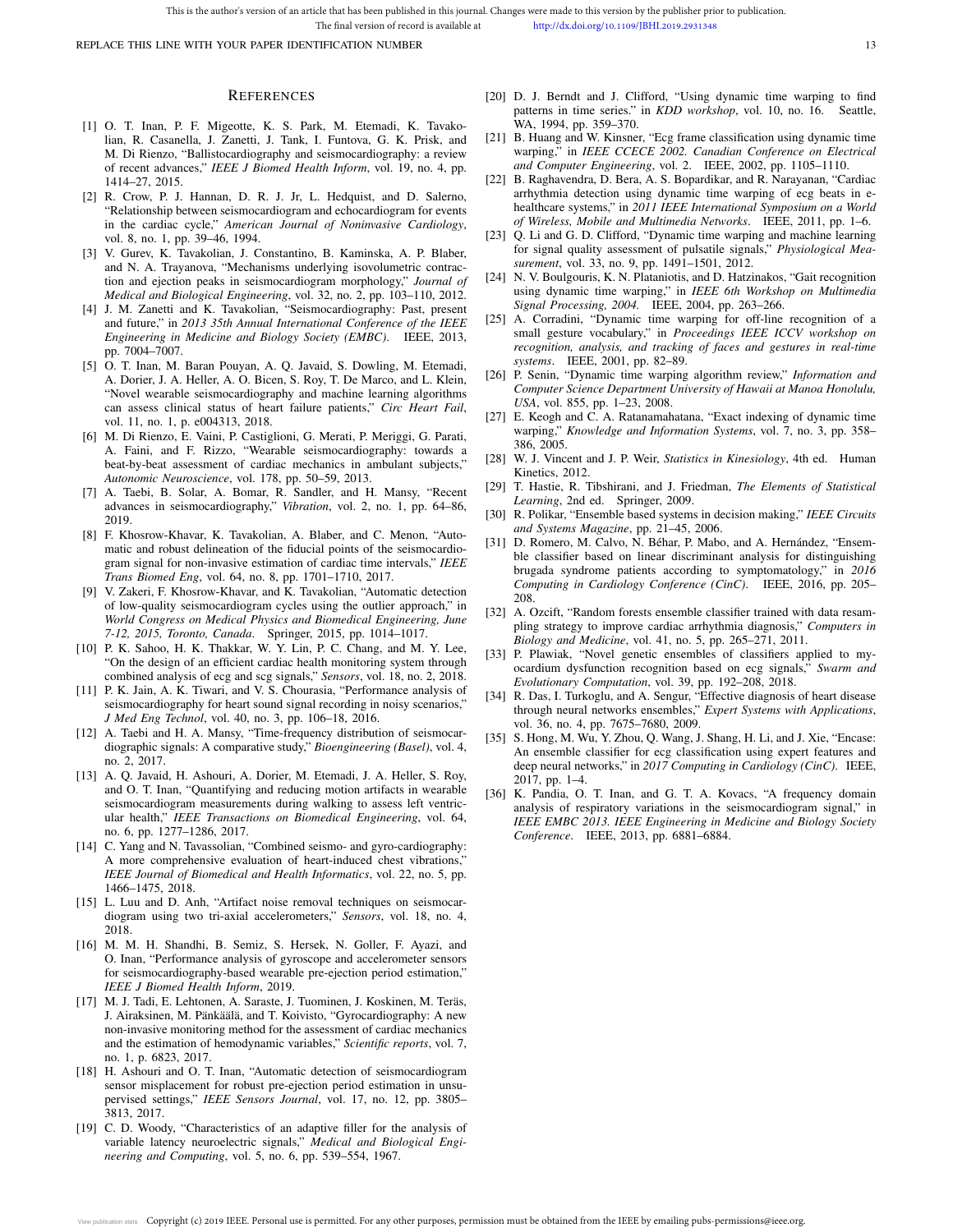## References

[1] O. T. Inan, P. F. Migeotte, K. S. Park, M. Etemadi, K. Tavakolian, R. Casanella, J. Zanetti, J. Tank, I. Funtova, G. K. Prisk, and M. Di Rienzo, "Ballistocardiography and seismocardiography: a review of recent advances," *IEEE J Biomed Health Inform*, vol. 19, no. 4, pp. 1414–27, 2015.

[2] R. Crow, P. J. Hannan, D. R. J. Jr, L. Hedquist, and D. Salerno, "Relationship between seismocardiogram and echocardiogram for events in the cardiac cycle," *American Journal of Noninvasive Cardiology*, vol. 8, no. 1, pp. 39–46, 1994.

[3] V. Gurev, K. Tavakolian, J. Constantino, B. Kaminska, A. P. Blaber, and N. A. Trayanova, "Mechanisms underlying isovolumetric contraction and ejection peaks in seismocardiogram morphology," *Journal of Medical and Biological Engineering*, vol. 32, no. 2, pp. 103–110, 2012.

[4] J. M. Zanetti and K. Tavakolian, "Seismocardiography: Past, present and future," in *2013 35th Annual International Conference of the IEEE Engineering in Medicine and Biology Society (EMBC)*. IEEE, 2013, pp. 7004–7007.

[5] O. T. Inan, M. Baran Pouyan, A. Q. Javaid, S. Dowling, M. Etemadi, A. Dorier, J. A. Heller, A. O. Bicen, S. Roy, T. De Marco, and L. Klein, "Novel wearable seismocardiography and machine learning algorithms can assess clinical status of heart failure patients," *Circ Heart Fail*, vol. 11, no. 1, p. e004313, 2018.

[6] M. Di Rienzo, E. Vaini, P. Castiglioni, G. Merati, P. Meriggi, G. Parati, A. Faini, and F. Rizzo, "Wearable seismocardiography: towards a beat-by-beat assessment of cardiac mechanics in ambulant subjects," *Autonomic Neuroscience*, vol. 178, pp. 50–59, 2013.

[7] A. Taebi, B. Solar, A. Bomar, R. Sandler, and H. Mansy, "Recent advances in seismocardiography," *Vibration*, vol. 2, no. 1, pp. 64–86, 2019.

[8] F. Khosrow-Khavar, K. Tavakolian, A. Blaber, and C. Menon, "Automatic and robust delineation of the fiducial points of the seismocardiogram signal for non-invasive estimation of cardiac time intervals," *IEEE Trans Biomed Eng*, vol. 64, no. 8, pp. 1701–1710, 2017.

[9] V. Zakeri, F. Khosrow-Khavar, and K. Tavakolian, "Automatic detection of low-quality seismocardiogram cycles using the outlier approach," in *World Congress on Medical Physics and Biomedical Engineering, June 7-12, 2015, Toronto, Canada*. Springer, 2015, pp. 1014–1017.

[10] P. K. Sahoo, H. K. Thakkar, W. Y. Lin, P. C. Chang, and M. Y. Lee, "On the design of an efficient cardiac health monitoring system through combined analysis of ecg and scg signals," *Sensors*, vol. 18, no. 2, 2018.

[11] P. K. Jain, A. K. Tiwari, and V. S. Chourasia, "Performance analysis of seismocardiography for heart sound signal recording in noisy scenarios," *J Med Eng Technol*, vol. 40, no. 3, pp. 106–18, 2016.

[12] A. Taebi and H. A. Mansy, "Time-frequency distribution of seismocardiographic signals: A comparative study," *Bioengineering (Basel)*, vol. 4, no. 2, 2017.

[13] A. Q. Javaid, H. Ashouri, A. Dorier, M. Etemadi, J. A. Heller, S. Roy, and O. T. Inan, "Quantifying and reducing motion artifacts in wearable seismocardiogram measurements during walking to assess left ventricular health," *IEEE Transactions on Biomedical Engineering*, vol. 64, no. 6, pp. 1277–1286, 2017.

[14] C. Yang and N. Tavassolian, "Combined seismo- and gyro-cardiography: A more comprehensive evaluation of heart-induced chest vibrations," *IEEE Journal of Biomedical and Health Informatics*, vol. 22, no. 5, pp. 1466–1475, 2018.

[15] L. Luu and D. Anh, "Artifact noise removal techniques on seismocardiogram using two tri-axial accelerometers," *Sensors*, vol. 18, no. 4, 2018.

[16] M. M. H. Shandhi, B. Semiz, S. Hersek, N. Goller, F. Ayazi, and O. Inan, "Performance analysis of gyroscope and accelerometer sensors for seismocardiography-based wearable pre-ejection period estimation," *IEEE J Biomed Health Inform*, 2019.

[17] M. J. Tadi, E. Lehtonen, A. Saraste, J. Tuominen, J. Koskinen, M. Teräs, J. Airaksinen, M. Pänkäälä, and T. Koivisto, "Gyrocardiography: A new non-invasive monitoring method for the assessment of cardiac mechanics and the estimation of hemodynamic variables," *Scientific reports*, vol. 7, no. 1, p. 6823, 2017.

[18] H. Ashouri and O. T. Inan, "Automatic detection of seismocardiogram sensor misplacement for robust pre-ejection period estimation in unsupervised settings," *IEEE Sensors Journal*, vol. 17, no. 12, pp. 3805–3813, 2017.

[19] C. D. Woody, "Characteristics of an adaptive filler for the analysis of variable latency neuroelectric signals," *Medical and Biological Engineering and Computing*, vol. 5, no. 6, pp. 539–554, 1967.

[20] D. J. Berndt and J. Clifford, "Using dynamic time warping to find patterns in time series." in *KDD workshop*, vol. 10, no. 16. Seattle, WA, 1994, pp. 359–370.

[21] B. Huang and W. Kinsner, "Ecg frame classification using dynamic time warping," in *IEEE CCECE 2002. Canadian Conference on Electrical and Computer Engineering*, vol. 2. IEEE, 2002, pp. 1105–1110.

[22] B. Raghavendra, D. Bera, A. S. Bopardikar, and R. Narayanan, "Cardiac arrhythmia detection using dynamic time warping of ecg beats in e-healthcare systems," in *2011 IEEE International Symposium on a World of Wireless, Mobile and Multimedia Networks*. IEEE, 2011, pp. 1–6.

[23] Q. Li and G. D. Clifford, "Dynamic time warping and machine learning for signal quality assessment of pulsatile signals," *Physiological Measurement*, vol. 33, no. 9, pp. 1491–1501, 2012.

[24] N. V. Boulgouris, K. N. Plataniotis, and D. Hatzinakos, "Gait recognition using dynamic time warping," in *IEEE 6th Workshop on Multimedia Signal Processing, 2004.* IEEE, 2004, pp. 263–266.

[25] A. Corradini, "Dynamic time warping for off-line recognition of a small gesture vocabulary," in *Proceedings IEEE ICCV workshop on recognition, analysis, and tracking of faces and gestures in real-time systems*. IEEE, 2001, pp. 82–89.

[26] P. Senin, "Dynamic time warping algorithm review," *Information and Computer Science Department University of Hawaii at Manoa Honolulu, USA*, vol. 855, pp. 1–23, 2008.

[27] E. Keogh and C. A. Ratanamahatana, "Exact indexing of dynamic time warping," *Knowledge and Information Systems*, vol. 7, no. 3, pp. 358–386, 2005.

[28] W. J. Vincent and J. P. Weir, *Statistics in Kinesiology*, 4th ed. Human Kinetics, 2012.

[29] T. Hastie, R. Tibshirani, and J. Friedman, *The Elements of Statistical Learning*, 2nd ed. Springer, 2009.

[30] R. Polikar, "Ensemble based systems in decision making," *IEEE Circuits and Systems Magazine*, pp. 21–45, 2006.

[31] D. Romero, M. Calvo, N. Béhar, P. Mabo, and A. Hernández, "Ensemble classifier based on linear discriminant analysis for distinguishing brugada syndrome patients according to symptomatology," in *2016 Computing in Cardiology Conference (CinC)*. IEEE, 2016, pp. 205–208.

[32] A. Ozcift, "Random forests ensemble classifier trained with data resampling strategy to improve cardiac arrhythmia diagnosis," *Computers in Biology and Medicine*, vol. 41, no. 5, pp. 265–271, 2011.

[33] P. Plawiak, "Novel genetic ensembles of classifiers applied to myocardium dysfunction recognition based on ecg signals," *Swarm and Evolutionary Computation*, vol. 39, pp. 192–208, 2018.

[34] R. Das, I. Turkoglu, and A. Sengur, "Effective diagnosis of heart disease through neural networks ensembles," *Expert Systems with Applications*, vol. 36, no. 4, pp. 7675–7680, 2009.

[35] S. Hong, M. Wu, Y. Zhou, Q. Wang, J. Shang, H. Li, and J. Xie, "Encase: An ensemble classifier for ecg classification using expert features and deep neural networks," in *2017 Computing in Cardiology (CinC)*. IEEE, 2017, pp. 1–4.

[36] K. Pandia, O. T. Inan, and G. T. A. Kovacs, "A frequency domain analysis of respiratory variations in the seismocardiogram signal," in *IEEE EMBC 2013. IEEE Engineering in Medicine and Biology Society Conference*. IEEE, 2013, pp. 6881–6884.